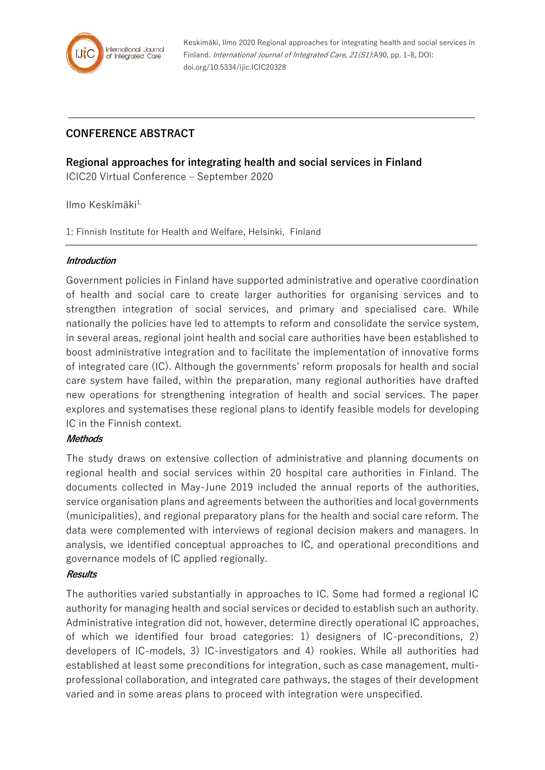Keskimäki, Ilmo 2020 Regional approaches for integrating health and social services in Finland. *International Journal of Integrated Care, 21(S1)*:A90, pp. 1-8, DOI: doi.org/10.5334/ijic.ICIC20328

## CONFERENCE ABSTRACT

# Regional approaches for integrating health and social services in Finland

ICIC20 Virtual Conference – September 2020

Ilmo Keskimäki[1,]

1: Finnish Institute for Health and Welfare, Helsinki, Finland

### *Introduction*

Government policies in Finland have supported administrative and operative coordination of health and social care to create larger authorities for organising services and to strengthen integration of social services, and primary and specialised care. While nationally the policies have led to attempts to reform and consolidate the service system, in several areas, regional joint health and social care authorities have been established to boost administrative integration and to facilitate the implementation of innovative forms of integrated care (IC). Although the governments' reform proposals for health and social care system have failed, within the preparation, many regional authorities have drafted new operations for strengthening integration of health and social services. The paper explores and systematises these regional plans to identify feasible models for developing IC in the Finnish context.

### *Methods*

The study draws on extensive collection of administrative and planning documents on regional health and social services within 20 hospital care authorities in Finland. The documents collected in May-June 2019 included the annual reports of the authorities, service organisation plans and agreements between the authorities and local governments (municipalities), and regional preparatory plans for the health and social care reform. The data were complemented with interviews of regional decision makers and managers. In analysis, we identified conceptual approaches to IC, and operational preconditions and governance models of IC applied regionally.

### *Results*

The authorities varied substantially in approaches to IC. Some had formed a regional IC authority for managing health and social services or decided to establish such an authority. Administrative integration did not, however, determine directly operational IC approaches, of which we identified four broad categories: 1) designers of IC-preconditions, 2) developers of IC-models, 3) IC-investigators and 4) rookies. While all authorities had established at least some preconditions for integration, such as case management, multi-professional collaboration, and integrated care pathways, the stages of their development varied and in some areas plans to proceed with integration were unspecified.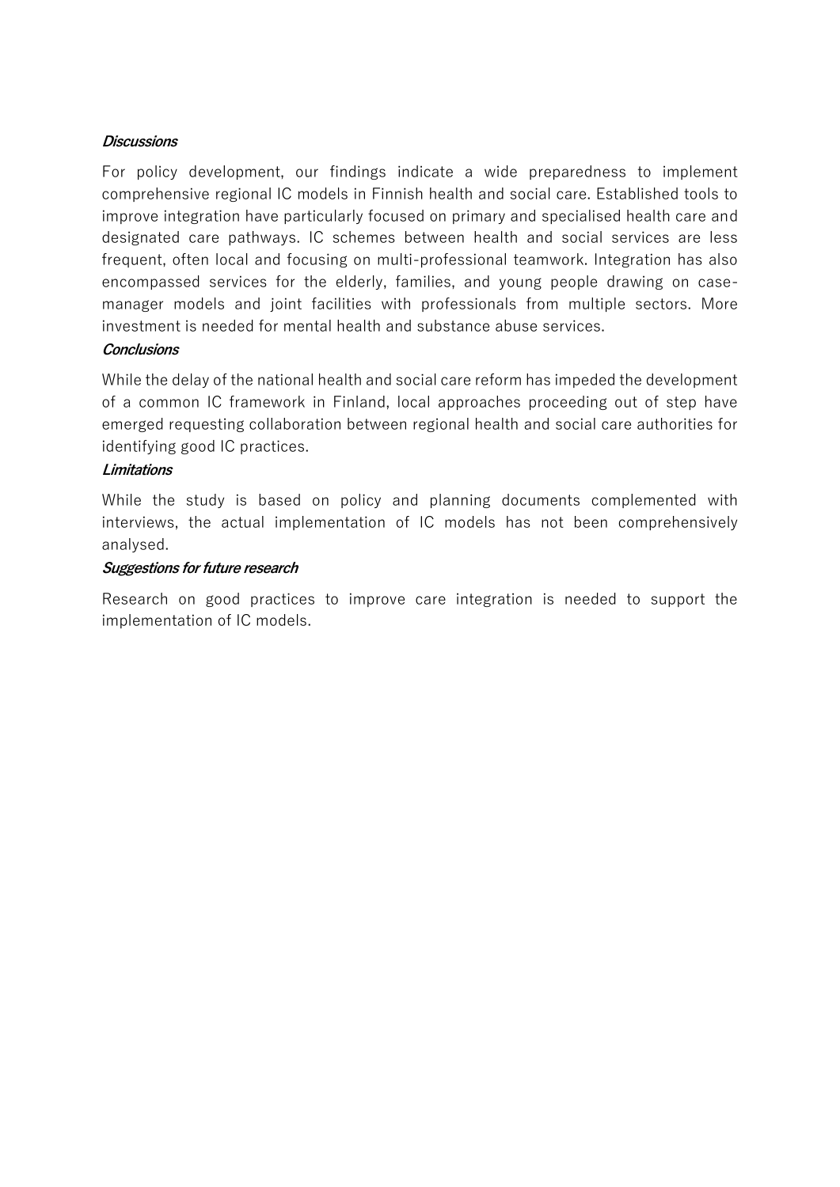***Discussions***

For policy development, our findings indicate a wide preparedness to implement comprehensive regional IC models in Finnish health and social care. Established tools to improve integration have particularly focused on primary and specialised health care and designated care pathways. IC schemes between health and social services are less frequent, often local and focusing on multi-professional teamwork. Integration has also encompassed services for the elderly, families, and young people drawing on case-manager models and joint facilities with professionals from multiple sectors. More investment is needed for mental health and substance abuse services.

***Conclusions***

While the delay of the national health and social care reform has impeded the development of a common IC framework in Finland, local approaches proceeding out of step have emerged requesting collaboration between regional health and social care authorities for identifying good IC practices.

***Limitations***

While the study is based on policy and planning documents complemented with interviews, the actual implementation of IC models has not been comprehensively analysed.

***Suggestions for future research***

Research on good practices to improve care integration is needed to support the implementation of IC models.